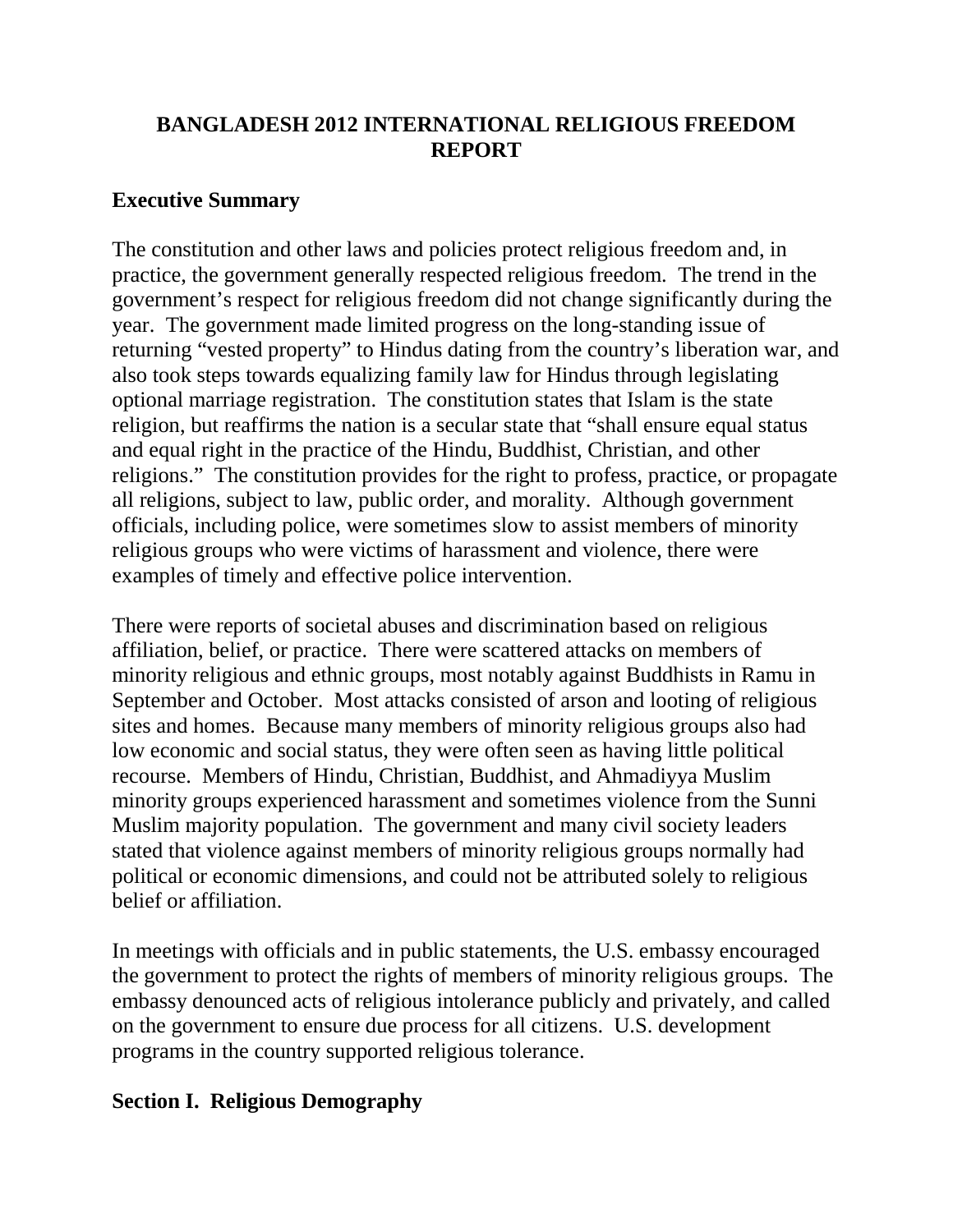# BANGLADESH 2012 INTERNATIONAL RELIGIOUS FREEDOM REPORT

## Executive Summary

The constitution and other laws and policies protect religious freedom and, in practice, the government generally respected religious freedom. The trend in the government's respect for religious freedom did not change significantly during the year. The government made limited progress on the long-standing issue of returning "vested property" to Hindus dating from the country's liberation war, and also took steps towards equalizing family law for Hindus through legislating optional marriage registration. The constitution states that Islam is the state religion, but reaffirms the nation is a secular state that "shall ensure equal status and equal right in the practice of the Hindu, Buddhist, Christian, and other religions." The constitution provides for the right to profess, practice, or propagate all religions, subject to law, public order, and morality. Although government officials, including police, were sometimes slow to assist members of minority religious groups who were victims of harassment and violence, there were examples of timely and effective police intervention.

There were reports of societal abuses and discrimination based on religious affiliation, belief, or practice. There were scattered attacks on members of minority religious and ethnic groups, most notably against Buddhists in Ramu in September and October. Most attacks consisted of arson and looting of religious sites and homes. Because many members of minority religious groups also had low economic and social status, they were often seen as having little political recourse. Members of Hindu, Christian, Buddhist, and Ahmadiyya Muslim minority groups experienced harassment and sometimes violence from the Sunni Muslim majority population. The government and many civil society leaders stated that violence against members of minority religious groups normally had political or economic dimensions, and could not be attributed solely to religious belief or affiliation.

In meetings with officials and in public statements, the U.S. embassy encouraged the government to protect the rights of members of minority religious groups. The embassy denounced acts of religious intolerance publicly and privately, and called on the government to ensure due process for all citizens. U.S. development programs in the country supported religious tolerance.

## Section I. Religious Demography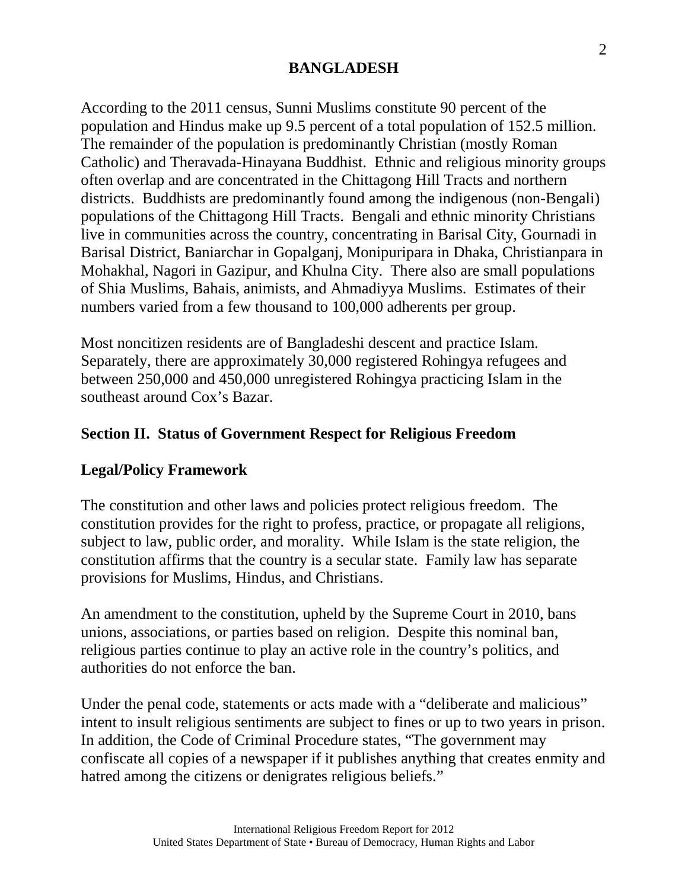According to the 2011 census, Sunni Muslims constitute 90 percent of the population and Hindus make up 9.5 percent of a total population of 152.5 million. The remainder of the population is predominantly Christian (mostly Roman Catholic) and Theravada-Hinayana Buddhist. Ethnic and religious minority groups often overlap and are concentrated in the Chittagong Hill Tracts and northern districts. Buddhists are predominantly found among the indigenous (non-Bengali) populations of the Chittagong Hill Tracts. Bengali and ethnic minority Christians live in communities across the country, concentrating in Barisal City, Gournadi in Barisal District, Baniarchar in Gopalganj, Monipuripara in Dhaka, Christianpara in Mohakhal, Nagori in Gazipur, and Khulna City. There also are small populations of Shia Muslims, Bahais, animists, and Ahmadiyya Muslims. Estimates of their numbers varied from a few thousand to 100,000 adherents per group.

Most noncitizen residents are of Bangladeshi descent and practice Islam. Separately, there are approximately 30,000 registered Rohingya refugees and between 250,000 and 450,000 unregistered Rohingya practicing Islam in the southeast around Cox's Bazar.

## Section II. Status of Government Respect for Religious Freedom

### Legal/Policy Framework

The constitution and other laws and policies protect religious freedom. The constitution provides for the right to profess, practice, or propagate all religions, subject to law, public order, and morality. While Islam is the state religion, the constitution affirms that the country is a secular state. Family law has separate provisions for Muslims, Hindus, and Christians.

An amendment to the constitution, upheld by the Supreme Court in 2010, bans unions, associations, or parties based on religion. Despite this nominal ban, religious parties continue to play an active role in the country's politics, and authorities do not enforce the ban.

Under the penal code, statements or acts made with a "deliberate and malicious" intent to insult religious sentiments are subject to fines or up to two years in prison. In addition, the Code of Criminal Procedure states, "The government may confiscate all copies of a newspaper if it publishes anything that creates enmity and hatred among the citizens or denigrates religious beliefs."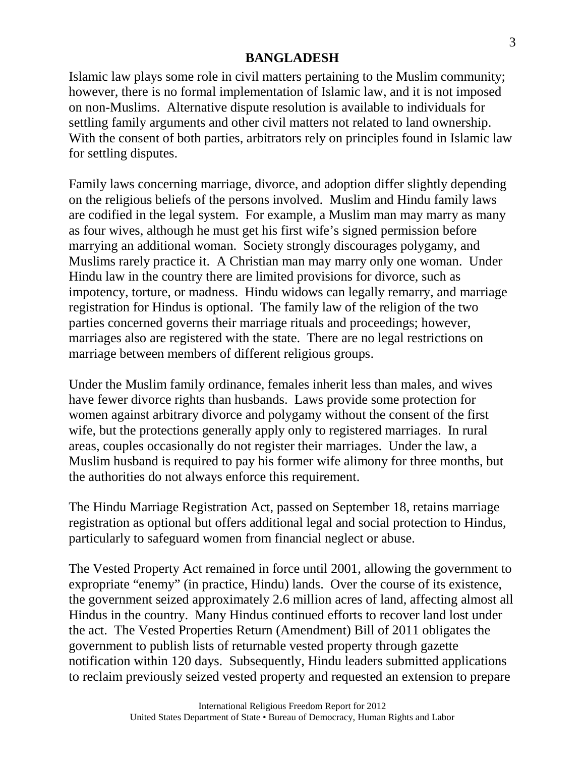Islamic law plays some role in civil matters pertaining to the Muslim community; however, there is no formal implementation of Islamic law, and it is not imposed on non-Muslims. Alternative dispute resolution is available to individuals for settling family arguments and other civil matters not related to land ownership. With the consent of both parties, arbitrators rely on principles found in Islamic law for settling disputes.

Family laws concerning marriage, divorce, and adoption differ slightly depending on the religious beliefs of the persons involved. Muslim and Hindu family laws are codified in the legal system. For example, a Muslim man may marry as many as four wives, although he must get his first wife's signed permission before marrying an additional woman. Society strongly discourages polygamy, and Muslims rarely practice it. A Christian man may marry only one woman. Under Hindu law in the country there are limited provisions for divorce, such as impotency, torture, or madness. Hindu widows can legally remarry, and marriage registration for Hindus is optional. The family law of the religion of the two parties concerned governs their marriage rituals and proceedings; however, marriages also are registered with the state. There are no legal restrictions on marriage between members of different religious groups.

Under the Muslim family ordinance, females inherit less than males, and wives have fewer divorce rights than husbands. Laws provide some protection for women against arbitrary divorce and polygamy without the consent of the first wife, but the protections generally apply only to registered marriages. In rural areas, couples occasionally do not register their marriages. Under the law, a Muslim husband is required to pay his former wife alimony for three months, but the authorities do not always enforce this requirement.

The Hindu Marriage Registration Act, passed on September 18, retains marriage registration as optional but offers additional legal and social protection to Hindus, particularly to safeguard women from financial neglect or abuse.

The Vested Property Act remained in force until 2001, allowing the government to expropriate "enemy" (in practice, Hindu) lands. Over the course of its existence, the government seized approximately 2.6 million acres of land, affecting almost all Hindus in the country. Many Hindus continued efforts to recover land lost under the act. The Vested Properties Return (Amendment) Bill of 2011 obligates the government to publish lists of returnable vested property through gazette notification within 120 days. Subsequently, Hindu leaders submitted applications to reclaim previously seized vested property and requested an extension to prepare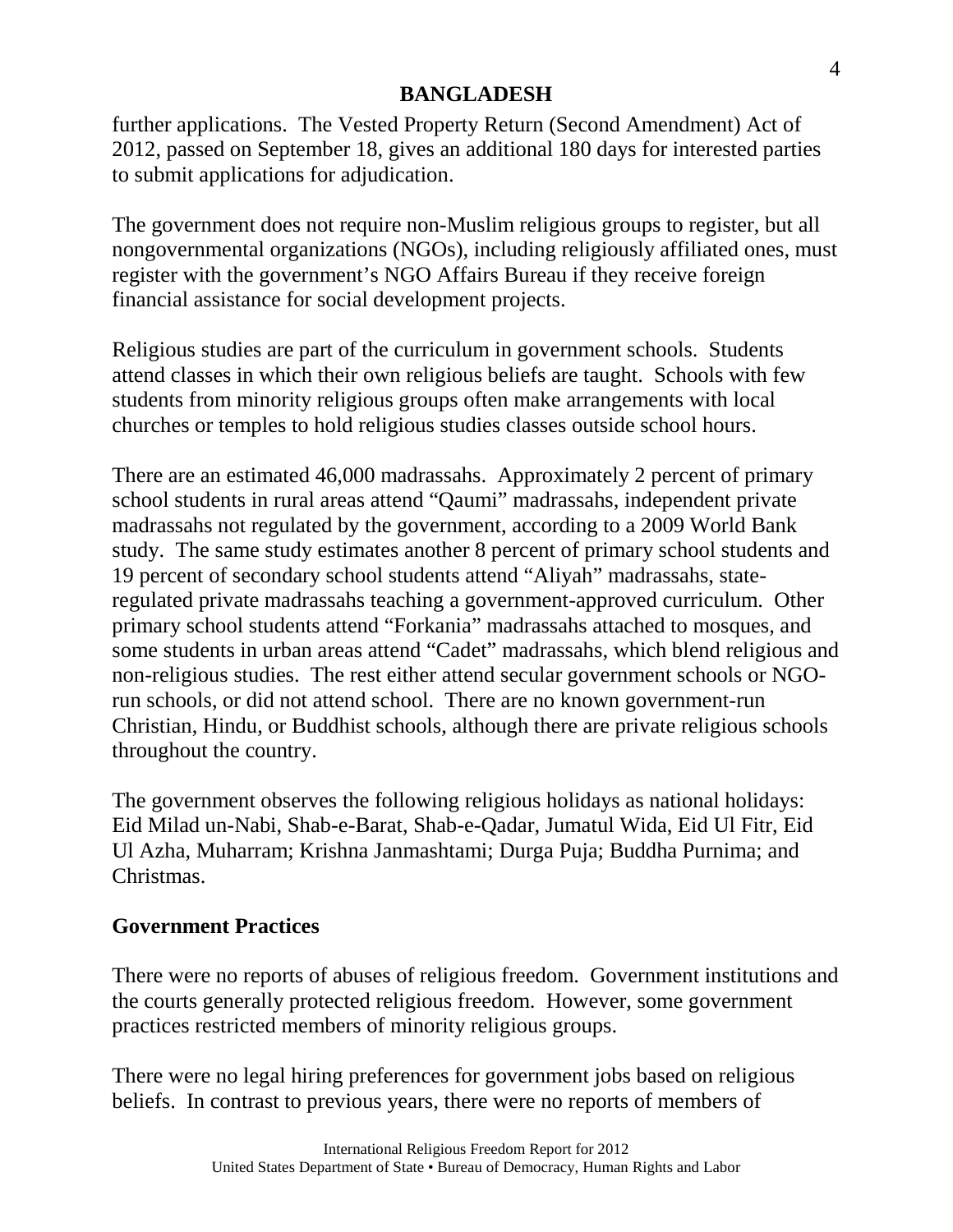further applications. The Vested Property Return (Second Amendment) Act of 2012, passed on September 18, gives an additional 180 days for interested parties to submit applications for adjudication.

The government does not require non-Muslim religious groups to register, but all nongovernmental organizations (NGOs), including religiously affiliated ones, must register with the government's NGO Affairs Bureau if they receive foreign financial assistance for social development projects.

Religious studies are part of the curriculum in government schools. Students attend classes in which their own religious beliefs are taught. Schools with few students from minority religious groups often make arrangements with local churches or temples to hold religious studies classes outside school hours.

There are an estimated 46,000 madrassahs. Approximately 2 percent of primary school students in rural areas attend "Qaumi" madrassahs, independent private madrassahs not regulated by the government, according to a 2009 World Bank study. The same study estimates another 8 percent of primary school students and 19 percent of secondary school students attend "Aliyah" madrassahs, state-regulated private madrassahs teaching a government-approved curriculum. Other primary school students attend "Forkania" madrassahs attached to mosques, and some students in urban areas attend "Cadet" madrassahs, which blend religious and non-religious studies. The rest either attend secular government schools or NGO-run schools, or did not attend school. There are no known government-run Christian, Hindu, or Buddhist schools, although there are private religious schools throughout the country.

The government observes the following religious holidays as national holidays: Eid Milad un-Nabi, Shab-e-Barat, Shab-e-Qadar, Jumatul Wida, Eid Ul Fitr, Eid Ul Azha, Muharram; Krishna Janmashtami; Durga Puja; Buddha Purnima; and Christmas.

## Government Practices

There were no reports of abuses of religious freedom. Government institutions and the courts generally protected religious freedom. However, some government practices restricted members of minority religious groups.

There were no legal hiring preferences for government jobs based on religious beliefs. In contrast to previous years, there were no reports of members of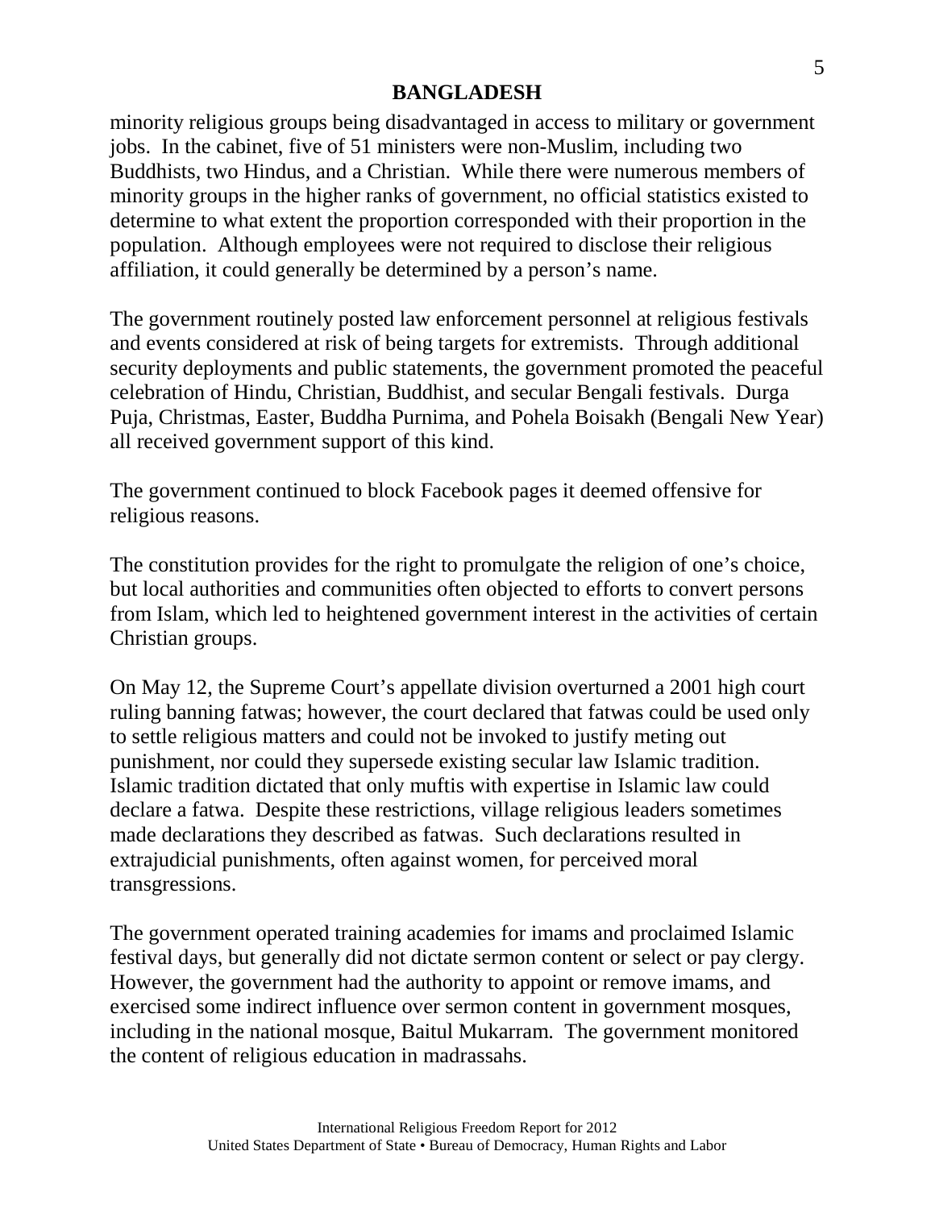minority religious groups being disadvantaged in access to military or government jobs. In the cabinet, five of 51 ministers were non-Muslim, including two Buddhists, two Hindus, and a Christian. While there were numerous members of minority groups in the higher ranks of government, no official statistics existed to determine to what extent the proportion corresponded with their proportion in the population. Although employees were not required to disclose their religious affiliation, it could generally be determined by a person's name.

The government routinely posted law enforcement personnel at religious festivals and events considered at risk of being targets for extremists. Through additional security deployments and public statements, the government promoted the peaceful celebration of Hindu, Christian, Buddhist, and secular Bengali festivals. Durga Puja, Christmas, Easter, Buddha Purnima, and Pohela Boisakh (Bengali New Year) all received government support of this kind.

The government continued to block Facebook pages it deemed offensive for religious reasons.

The constitution provides for the right to promulgate the religion of one's choice, but local authorities and communities often objected to efforts to convert persons from Islam, which led to heightened government interest in the activities of certain Christian groups.

On May 12, the Supreme Court's appellate division overturned a 2001 high court ruling banning fatwas; however, the court declared that fatwas could be used only to settle religious matters and could not be invoked to justify meting out punishment, nor could they supersede existing secular law Islamic tradition. Islamic tradition dictated that only muftis with expertise in Islamic law could declare a fatwa. Despite these restrictions, village religious leaders sometimes made declarations they described as fatwas. Such declarations resulted in extrajudicial punishments, often against women, for perceived moral transgressions.

The government operated training academies for imams and proclaimed Islamic festival days, but generally did not dictate sermon content or select or pay clergy. However, the government had the authority to appoint or remove imams, and exercised some indirect influence over sermon content in government mosques, including in the national mosque, Baitul Mukarram. The government monitored the content of religious education in madrassahs.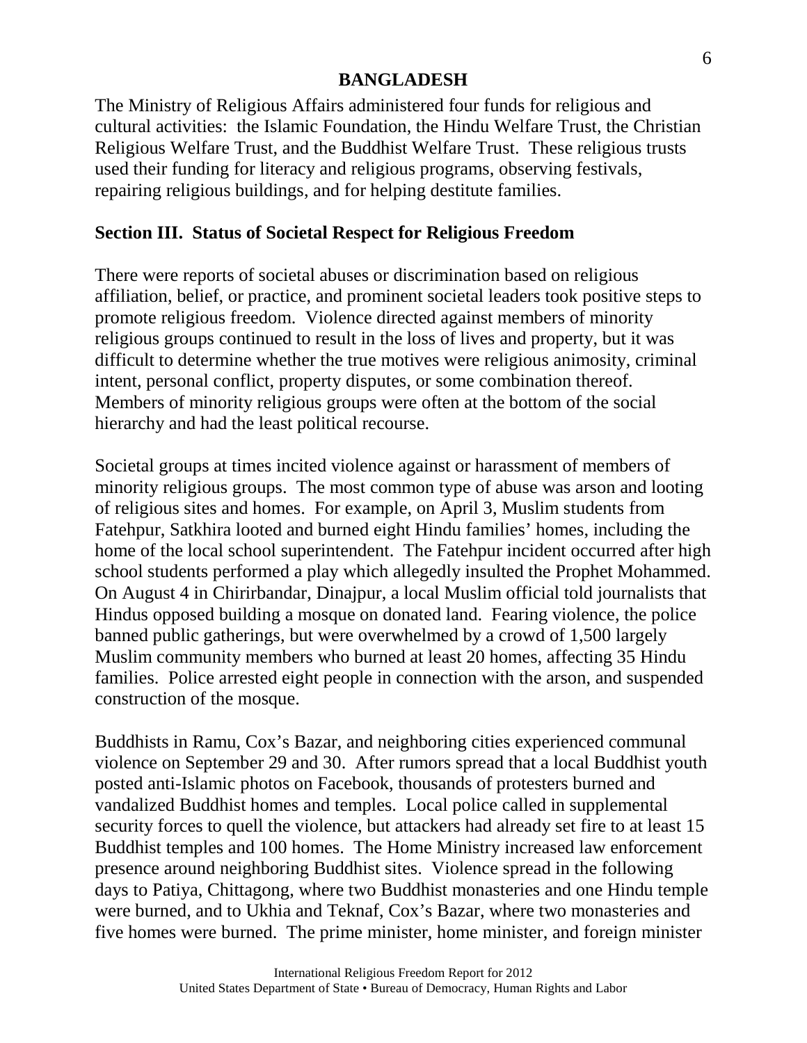The Ministry of Religious Affairs administered four funds for religious and cultural activities: the Islamic Foundation, the Hindu Welfare Trust, the Christian Religious Welfare Trust, and the Buddhist Welfare Trust. These religious trusts used their funding for literacy and religious programs, observing festivals, repairing religious buildings, and for helping destitute families.

## Section III. Status of Societal Respect for Religious Freedom

There were reports of societal abuses or discrimination based on religious affiliation, belief, or practice, and prominent societal leaders took positive steps to promote religious freedom. Violence directed against members of minority religious groups continued to result in the loss of lives and property, but it was difficult to determine whether the true motives were religious animosity, criminal intent, personal conflict, property disputes, or some combination thereof. Members of minority religious groups were often at the bottom of the social hierarchy and had the least political recourse.

Societal groups at times incited violence against or harassment of members of minority religious groups. The most common type of abuse was arson and looting of religious sites and homes. For example, on April 3, Muslim students from Fatehpur, Satkhira looted and burned eight Hindu families' homes, including the home of the local school superintendent. The Fatehpur incident occurred after high school students performed a play which allegedly insulted the Prophet Mohammed. On August 4 in Chirirbandar, Dinajpur, a local Muslim official told journalists that Hindus opposed building a mosque on donated land. Fearing violence, the police banned public gatherings, but were overwhelmed by a crowd of 1,500 largely Muslim community members who burned at least 20 homes, affecting 35 Hindu families. Police arrested eight people in connection with the arson, and suspended construction of the mosque.

Buddhists in Ramu, Cox's Bazar, and neighboring cities experienced communal violence on September 29 and 30. After rumors spread that a local Buddhist youth posted anti-Islamic photos on Facebook, thousands of protesters burned and vandalized Buddhist homes and temples. Local police called in supplemental security forces to quell the violence, but attackers had already set fire to at least 15 Buddhist temples and 100 homes. The Home Ministry increased law enforcement presence around neighboring Buddhist sites. Violence spread in the following days to Patiya, Chittagong, where two Buddhist monasteries and one Hindu temple were burned, and to Ukhia and Teknaf, Cox's Bazar, where two monasteries and five homes were burned. The prime minister, home minister, and foreign minister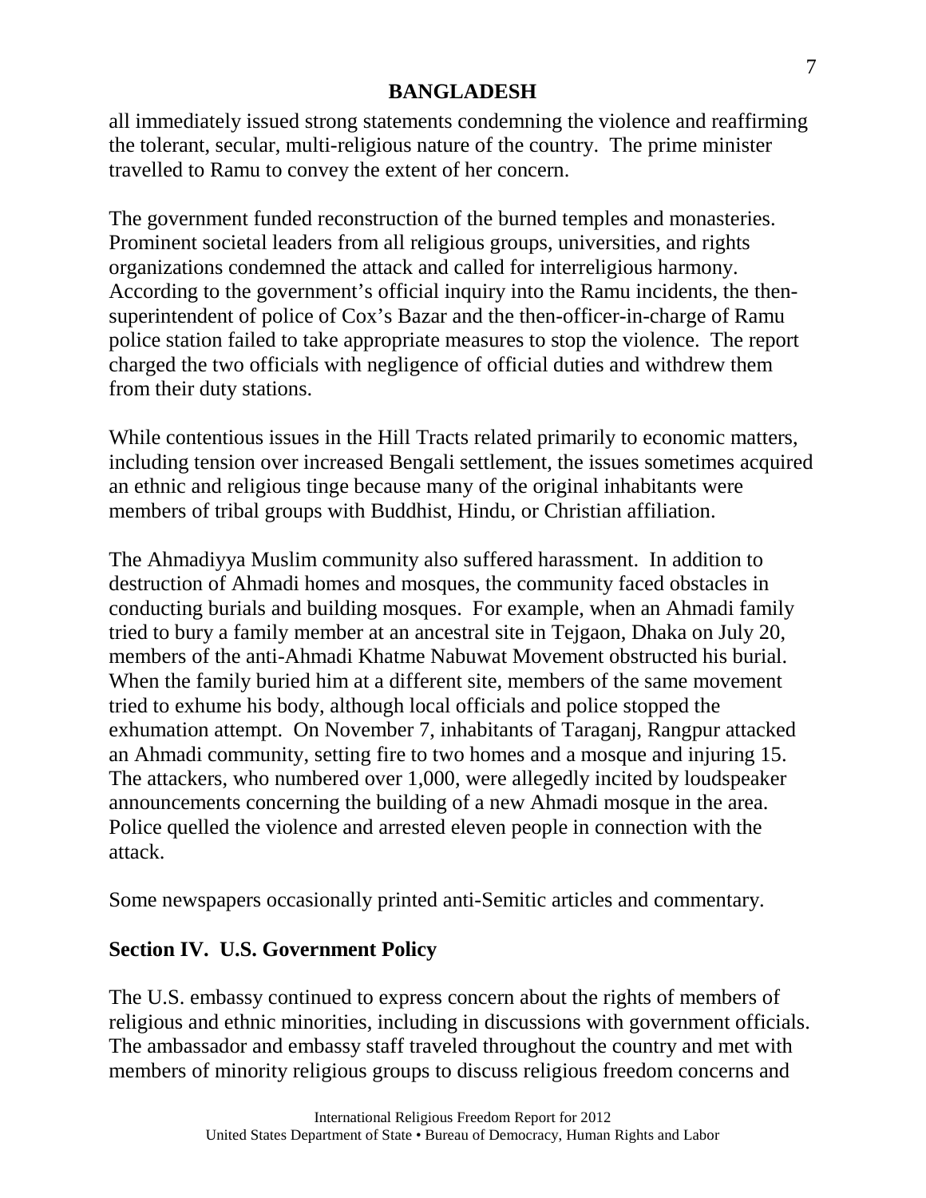all immediately issued strong statements condemning the violence and reaffirming the tolerant, secular, multi-religious nature of the country. The prime minister travelled to Ramu to convey the extent of her concern.

The government funded reconstruction of the burned temples and monasteries. Prominent societal leaders from all religious groups, universities, and rights organizations condemned the attack and called for interreligious harmony. According to the government's official inquiry into the Ramu incidents, the then-superintendent of police of Cox's Bazar and the then-officer-in-charge of Ramu police station failed to take appropriate measures to stop the violence. The report charged the two officials with negligence of official duties and withdrew them from their duty stations.

While contentious issues in the Hill Tracts related primarily to economic matters, including tension over increased Bengali settlement, the issues sometimes acquired an ethnic and religious tinge because many of the original inhabitants were members of tribal groups with Buddhist, Hindu, or Christian affiliation.

The Ahmadiyya Muslim community also suffered harassment. In addition to destruction of Ahmadi homes and mosques, the community faced obstacles in conducting burials and building mosques. For example, when an Ahmadi family tried to bury a family member at an ancestral site in Tejgaon, Dhaka on July 20, members of the anti-Ahmadi Khatme Nabuwat Movement obstructed his burial. When the family buried him at a different site, members of the same movement tried to exhume his body, although local officials and police stopped the exhumation attempt. On November 7, inhabitants of Taraganj, Rangpur attacked an Ahmadi community, setting fire to two homes and a mosque and injuring 15. The attackers, who numbered over 1,000, were allegedly incited by loudspeaker announcements concerning the building of a new Ahmadi mosque in the area. Police quelled the violence and arrested eleven people in connection with the attack.

Some newspapers occasionally printed anti-Semitic articles and commentary.

## Section IV. U.S. Government Policy

The U.S. embassy continued to express concern about the rights of members of religious and ethnic minorities, including in discussions with government officials. The ambassador and embassy staff traveled throughout the country and met with members of minority religious groups to discuss religious freedom concerns and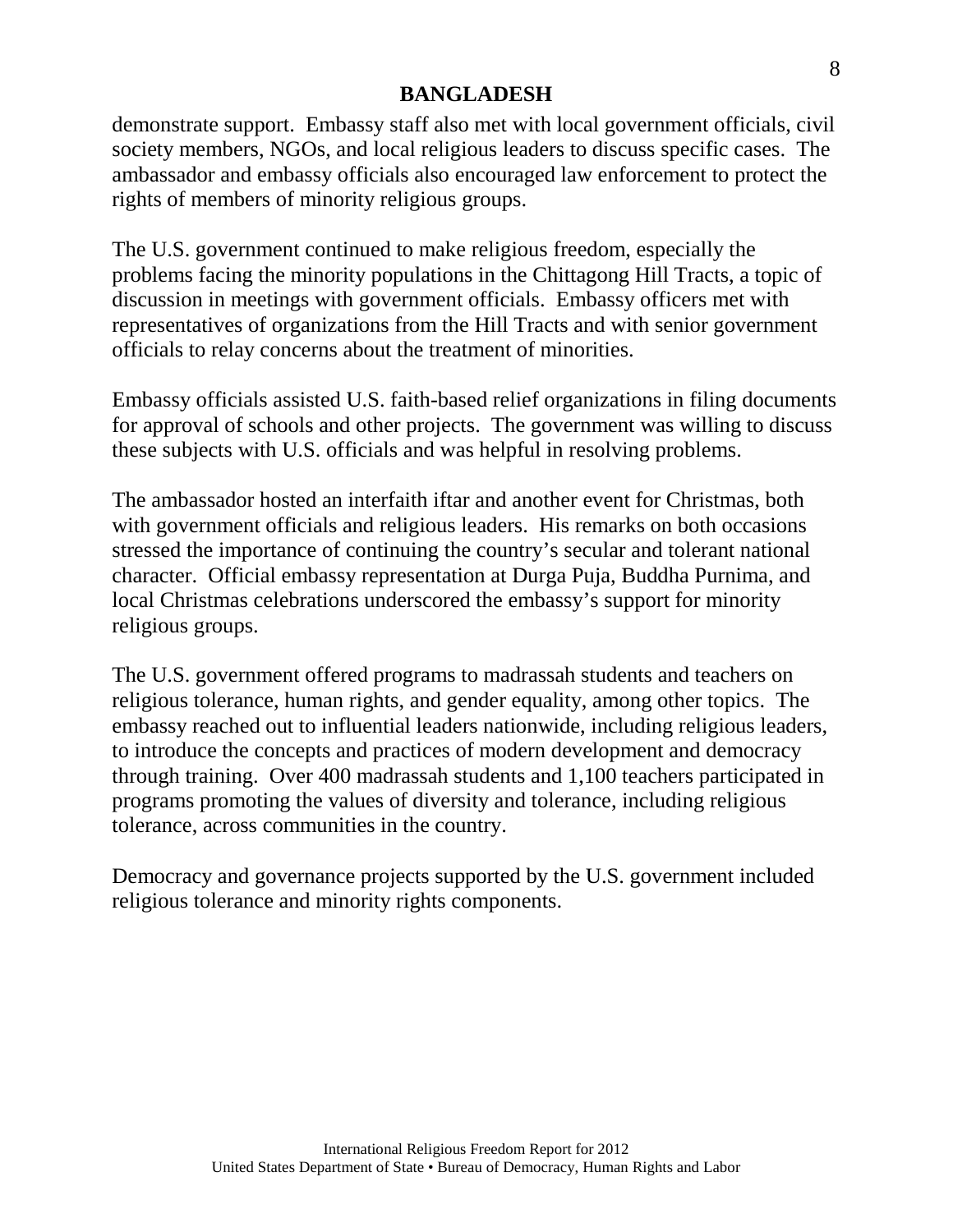demonstrate support. Embassy staff also met with local government officials, civil society members, NGOs, and local religious leaders to discuss specific cases. The ambassador and embassy officials also encouraged law enforcement to protect the rights of members of minority religious groups.

The U.S. government continued to make religious freedom, especially the problems facing the minority populations in the Chittagong Hill Tracts, a topic of discussion in meetings with government officials. Embassy officers met with representatives of organizations from the Hill Tracts and with senior government officials to relay concerns about the treatment of minorities.

Embassy officials assisted U.S. faith-based relief organizations in filing documents for approval of schools and other projects. The government was willing to discuss these subjects with U.S. officials and was helpful in resolving problems.

The ambassador hosted an interfaith iftar and another event for Christmas, both with government officials and religious leaders. His remarks on both occasions stressed the importance of continuing the country's secular and tolerant national character. Official embassy representation at Durga Puja, Buddha Purnima, and local Christmas celebrations underscored the embassy's support for minority religious groups.

The U.S. government offered programs to madrassah students and teachers on religious tolerance, human rights, and gender equality, among other topics. The embassy reached out to influential leaders nationwide, including religious leaders, to introduce the concepts and practices of modern development and democracy through training. Over 400 madrassah students and 1,100 teachers participated in programs promoting the values of diversity and tolerance, including religious tolerance, across communities in the country.

Democracy and governance projects supported by the U.S. government included religious tolerance and minority rights components.